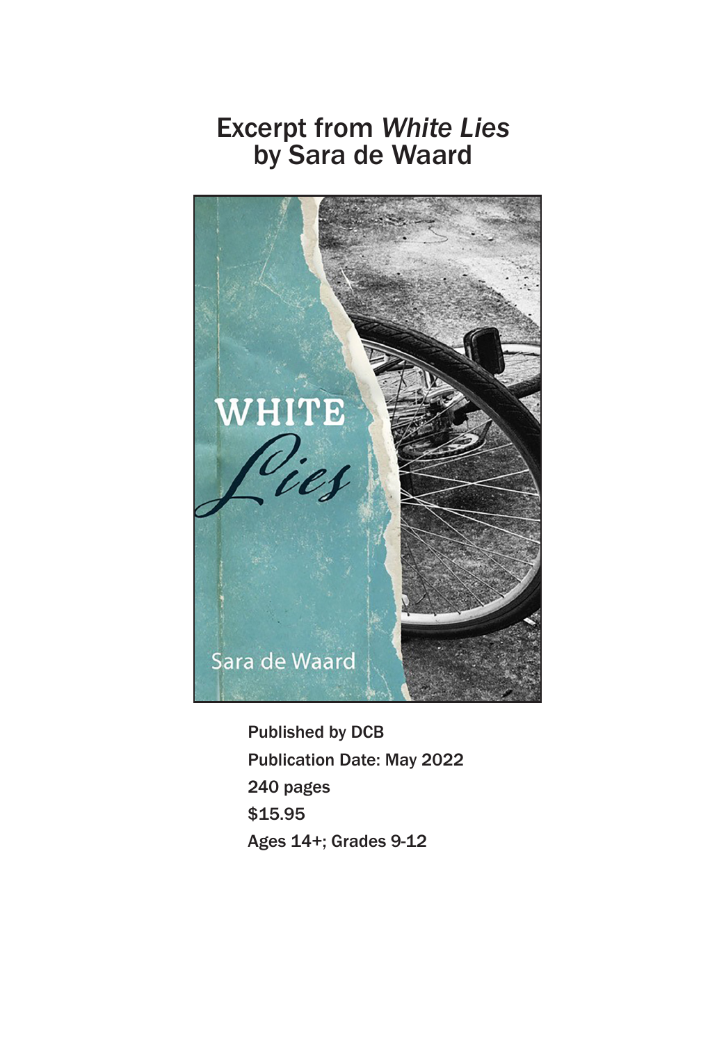# Excerpt from *White Lies* by Sara de Waard

Published by DCB

Publication Date: May 2022

240 pages

$15.95

Ages 14+; Grades 9-12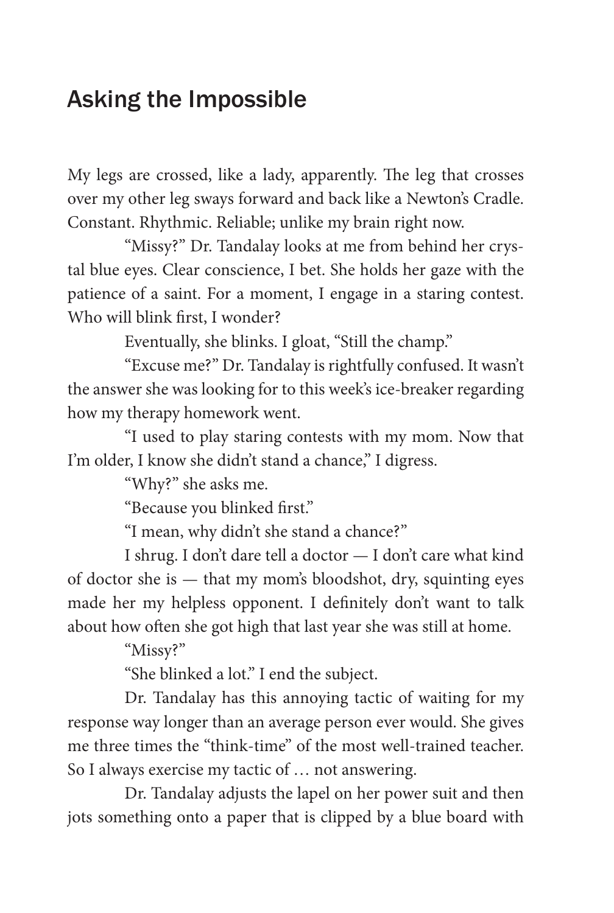## Asking the Impossible

My legs are crossed, like a lady, apparently. The leg that crosses over my other leg sways forward and back like a Newton's Cradle. Constant. Rhythmic. Reliable; unlike my brain right now.

"Missy?" Dr. Tandalay looks at me from behind her crystal blue eyes. Clear conscience, I bet. She holds her gaze with the patience of a saint. For a moment, I engage in a staring contest. Who will blink first, I wonder?

Eventually, she blinks. I gloat, "Still the champ."

"Excuse me?" Dr. Tandalay is rightfully confused. It wasn't the answer she was looking for to this week's ice-breaker regarding how my therapy homework went.

"I used to play staring contests with my mom. Now that I'm older, I know she didn't stand a chance," I digress.

"Why?" she asks me.

"Because you blinked first."

"I mean, why didn't she stand a chance?"

I shrug. I don't dare tell a doctor — I don't care what kind of doctor she is — that my mom's bloodshot, dry, squinting eyes made her my helpless opponent. I definitely don't want to talk about how often she got high that last year she was still at home.

"Missy?"

"She blinked a lot." I end the subject.

Dr. Tandalay has this annoying tactic of waiting for my response way longer than an average person ever would. She gives me three times the "think-time" of the most well-trained teacher. So I always exercise my tactic of … not answering.

Dr. Tandalay adjusts the lapel on her power suit and then jots something onto a paper that is clipped by a blue board with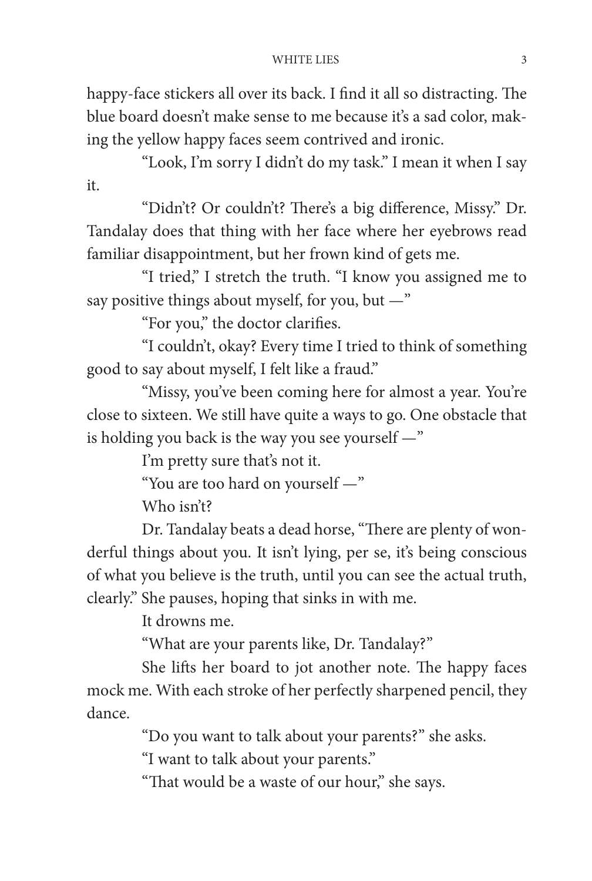happy-face stickers all over its back. I find it all so distracting. The blue board doesn't make sense to me because it's a sad color, making the yellow happy faces seem contrived and ironic.

"Look, I'm sorry I didn't do my task." I mean it when I say it.

"Didn't? Or couldn't? There's a big difference, Missy." Dr. Tandalay does that thing with her face where her eyebrows read familiar disappointment, but her frown kind of gets me.

"I tried," I stretch the truth. "I know you assigned me to say positive things about myself, for you, but —"

"For you," the doctor clarifies.

"I couldn't, okay? Every time I tried to think of something good to say about myself, I felt like a fraud."

"Missy, you've been coming here for almost a year. You're close to sixteen. We still have quite a ways to go. One obstacle that is holding you back is the way you see yourself —"

I'm pretty sure that's not it.

"You are too hard on yourself —"

Who isn't?

Dr. Tandalay beats a dead horse, "There are plenty of wonderful things about you. It isn't lying, per se, it's being conscious of what you believe is the truth, until you can see the actual truth, clearly." She pauses, hoping that sinks in with me.

It drowns me.

"What are your parents like, Dr. Tandalay?"

She lifts her board to jot another note. The happy faces mock me. With each stroke of her perfectly sharpened pencil, they dance.

"Do you want to talk about your parents?" she asks.

"I want to talk about your parents."

"That would be a waste of our hour," she says.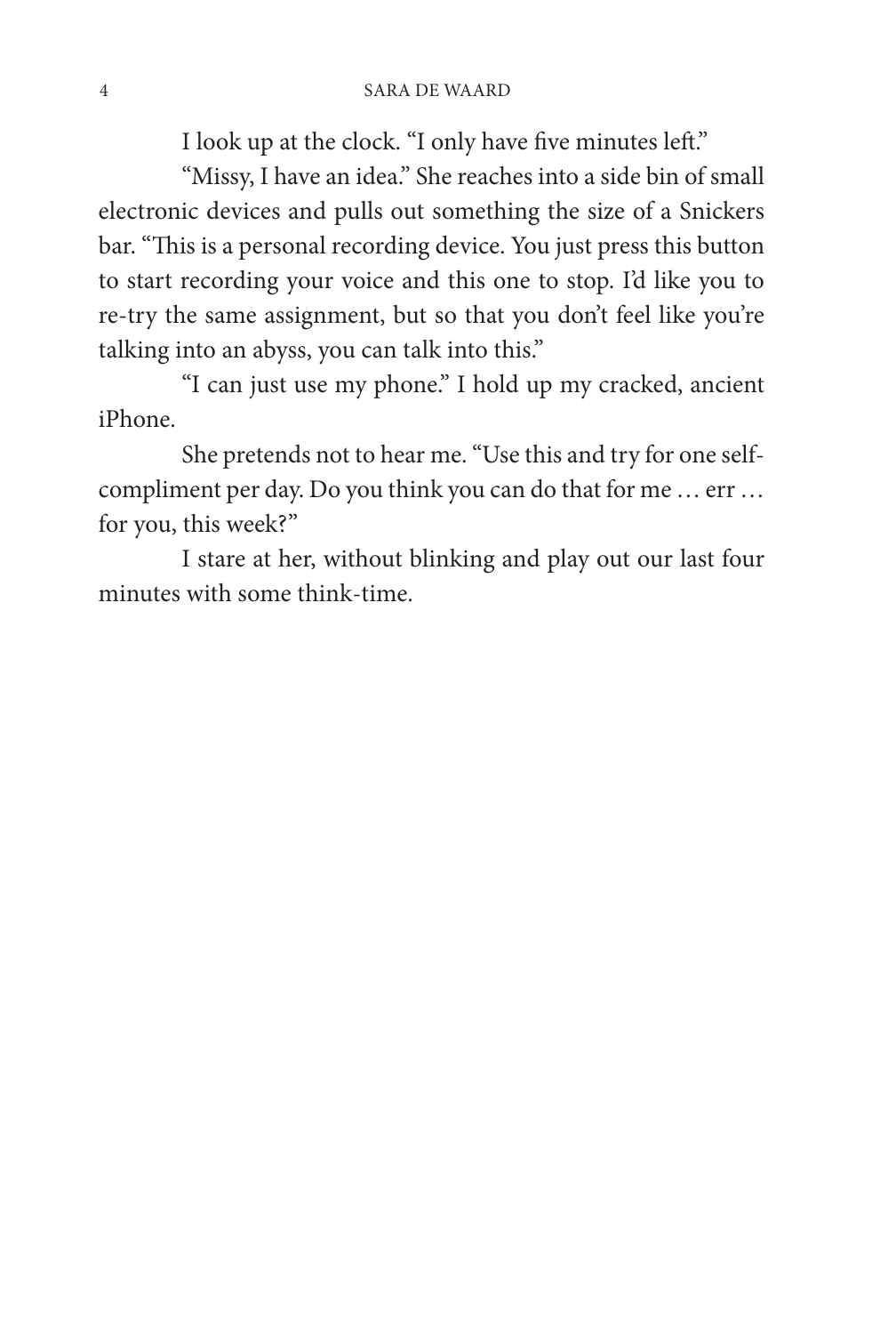I look up at the clock. "I only have five minutes left."

"Missy, I have an idea." She reaches into a side bin of small electronic devices and pulls out something the size of a Snickers bar. "This is a personal recording device. You just press this button to start recording your voice and this one to stop. I'd like you to re-try the same assignment, but so that you don't feel like you're talking into an abyss, you can talk into this."

"I can just use my phone." I hold up my cracked, ancient iPhone.

She pretends not to hear me. "Use this and try for one self-compliment per day. Do you think you can do that for me … err … for you, this week?"

I stare at her, without blinking and play out our last four minutes with some think-time.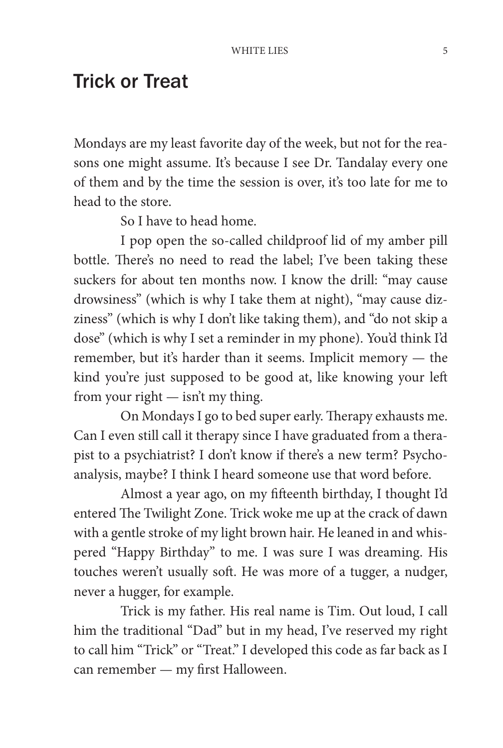## Trick or Treat

Mondays are my least favorite day of the week, but not for the reasons one might assume. It's because I see Dr. Tandalay every one of them and by the time the session is over, it's too late for me to head to the store.

So I have to head home.

I pop open the so-called childproof lid of my amber pill bottle. There's no need to read the label; I've been taking these suckers for about ten months now. I know the drill: "may cause drowsiness" (which is why I take them at night), "may cause dizziness" (which is why I don't like taking them), and "do not skip a dose" (which is why I set a reminder in my phone). You'd think I'd remember, but it's harder than it seems. Implicit memory — the kind you're just supposed to be good at, like knowing your left from your right — isn't my thing.

On Mondays I go to bed super early. Therapy exhausts me. Can I even still call it therapy since I have graduated from a therapist to a psychiatrist? I don't know if there's a new term? Psychoanalysis, maybe? I think I heard someone use that word before.

Almost a year ago, on my fifteenth birthday, I thought I'd entered The Twilight Zone. Trick woke me up at the crack of dawn with a gentle stroke of my light brown hair. He leaned in and whispered "Happy Birthday" to me. I was sure I was dreaming. His touches weren't usually soft. He was more of a tugger, a nudger, never a hugger, for example.

Trick is my father. His real name is Tim. Out loud, I call him the traditional "Dad" but in my head, I've reserved my right to call him "Trick" or "Treat." I developed this code as far back as I can remember — my first Halloween.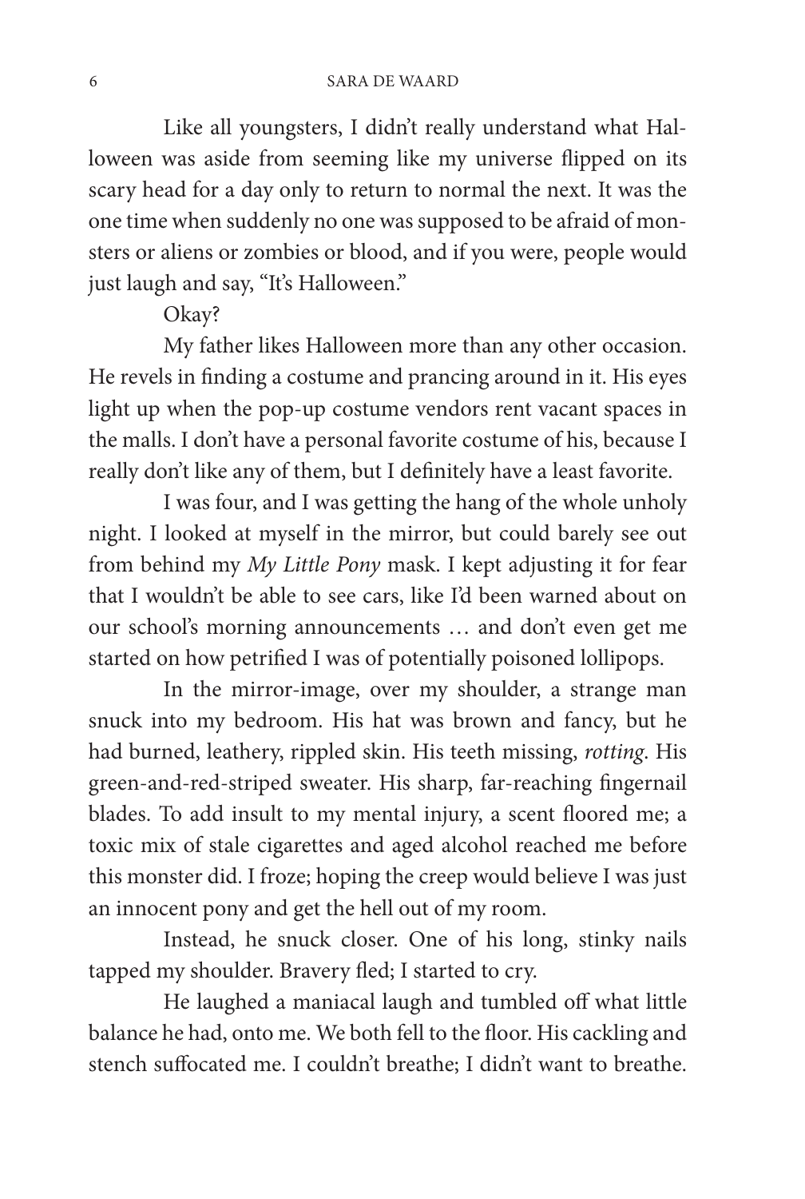Like all youngsters, I didn't really understand what Halloween was aside from seeming like my universe flipped on its scary head for a day only to return to normal the next. It was the one time when suddenly no one was supposed to be afraid of monsters or aliens or zombies or blood, and if you were, people would just laugh and say, "It's Halloween."

Okay?

My father likes Halloween more than any other occasion. He revels in finding a costume and prancing around in it. His eyes light up when the pop-up costume vendors rent vacant spaces in the malls. I don't have a personal favorite costume of his, because I really don't like any of them, but I definitely have a least favorite.

I was four, and I was getting the hang of the whole unholy night. I looked at myself in the mirror, but could barely see out from behind my *My Little Pony* mask. I kept adjusting it for fear that I wouldn't be able to see cars, like I'd been warned about on our school's morning announcements … and don't even get me started on how petrified I was of potentially poisoned lollipops.

In the mirror-image, over my shoulder, a strange man snuck into my bedroom. His hat was brown and fancy, but he had burned, leathery, rippled skin. His teeth missing, *rotting*. His green-and-red-striped sweater. His sharp, far-reaching fingernail blades. To add insult to my mental injury, a scent floored me; a toxic mix of stale cigarettes and aged alcohol reached me before this monster did. I froze; hoping the creep would believe I was just an innocent pony and get the hell out of my room.

Instead, he snuck closer. One of his long, stinky nails tapped my shoulder. Bravery fled; I started to cry.

He laughed a maniacal laugh and tumbled off what little balance he had, onto me. We both fell to the floor. His cackling and stench suffocated me. I couldn't breathe; I didn't want to breathe.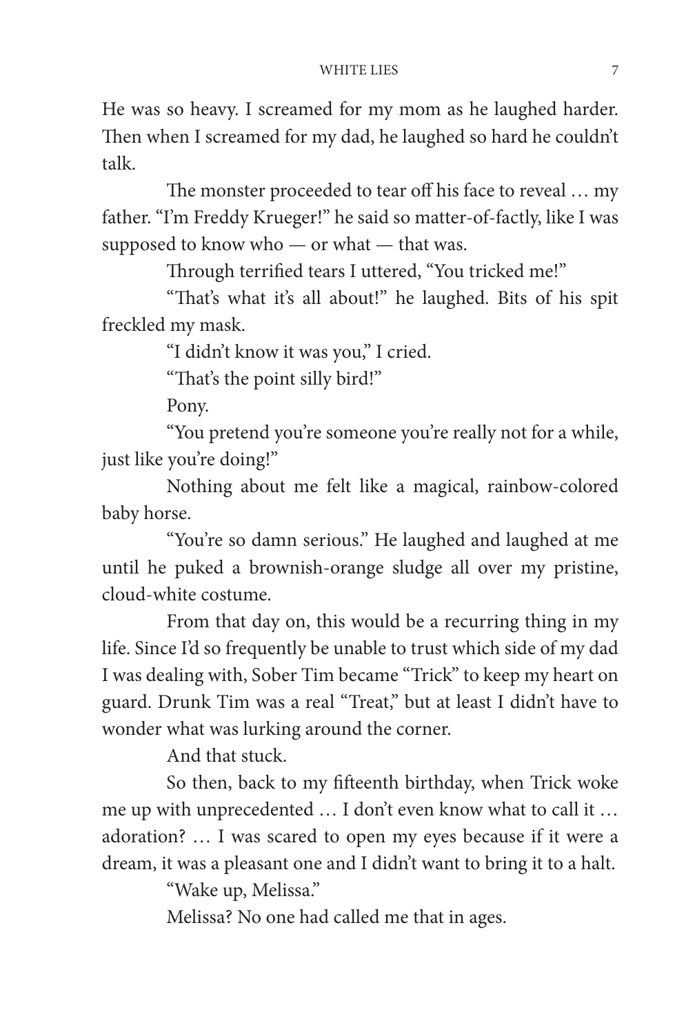He was so heavy. I screamed for my mom as he laughed harder. Then when I screamed for my dad, he laughed so hard he couldn't talk.

The monster proceeded to tear off his face to reveal … my father. "I'm Freddy Krueger!" he said so matter-of-factly, like I was supposed to know who — or what — that was.

Through terrified tears I uttered, "You tricked me!"

"That's what it's all about!" he laughed. Bits of his spit freckled my mask.

"I didn't know it was you," I cried.

"That's the point silly bird!"

Pony.

"You pretend you're someone you're really not for a while, just like you're doing!"

Nothing about me felt like a magical, rainbow-colored baby horse.

"You're so damn serious." He laughed and laughed at me until he puked a brownish-orange sludge all over my pristine, cloud-white costume.

From that day on, this would be a recurring thing in my life. Since I'd so frequently be unable to trust which side of my dad I was dealing with, Sober Tim became "Trick" to keep my heart on guard. Drunk Tim was a real "Treat," but at least I didn't have to wonder what was lurking around the corner.

And that stuck.

So then, back to my fifteenth birthday, when Trick woke me up with unprecedented … I don't even know what to call it … adoration? … I was scared to open my eyes because if it were a dream, it was a pleasant one and I didn't want to bring it to a halt.

"Wake up, Melissa."

Melissa? No one had called me that in ages.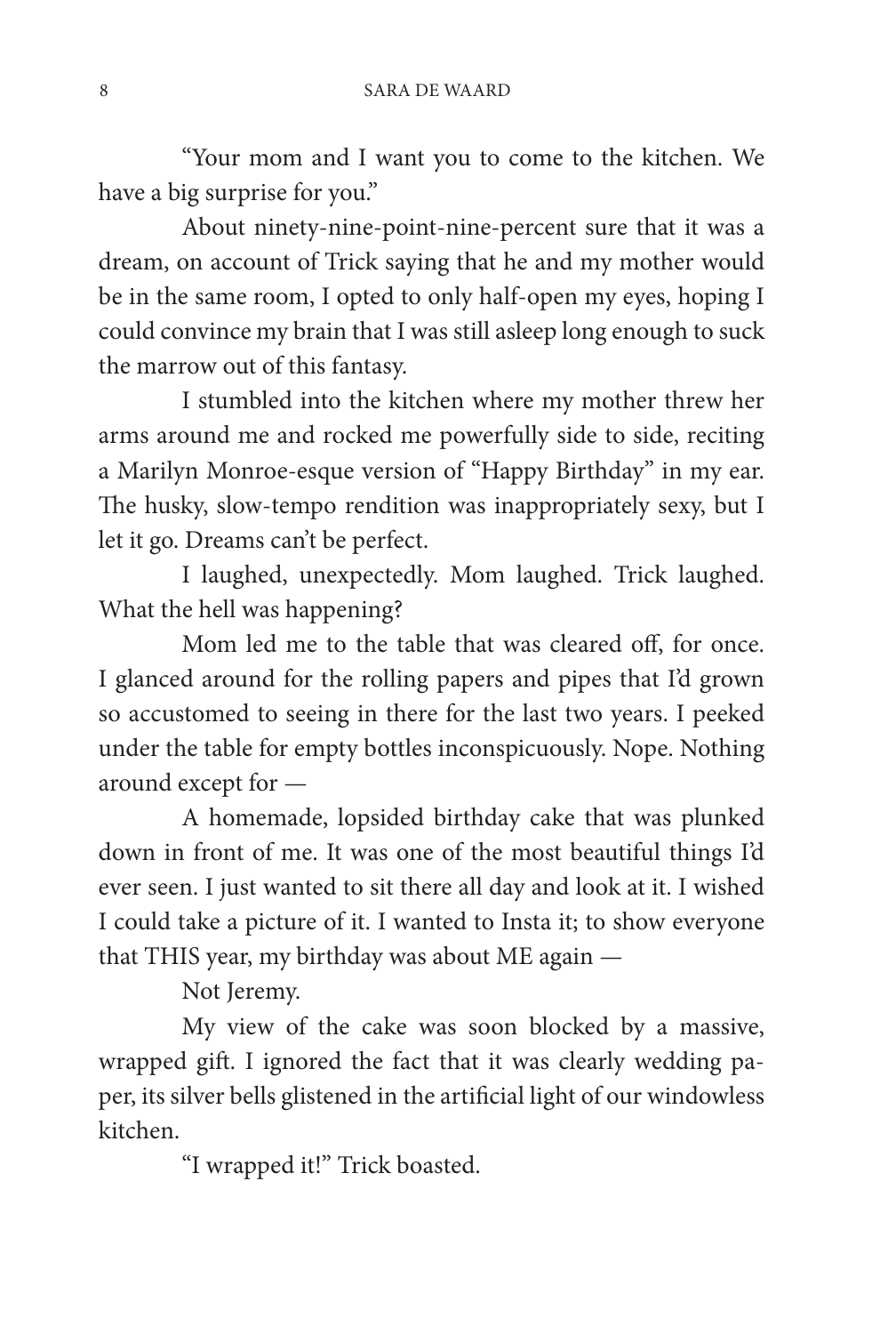"Your mom and I want you to come to the kitchen. We have a big surprise for you."

About ninety-nine-point-nine-percent sure that it was a dream, on account of Trick saying that he and my mother would be in the same room, I opted to only half-open my eyes, hoping I could convince my brain that I was still asleep long enough to suck the marrow out of this fantasy.

I stumbled into the kitchen where my mother threw her arms around me and rocked me powerfully side to side, reciting a Marilyn Monroe-esque version of "Happy Birthday" in my ear. The husky, slow-tempo rendition was inappropriately sexy, but I let it go. Dreams can't be perfect.

I laughed, unexpectedly. Mom laughed. Trick laughed. What the hell was happening?

Mom led me to the table that was cleared off, for once. I glanced around for the rolling papers and pipes that I'd grown so accustomed to seeing in there for the last two years. I peeked under the table for empty bottles inconspicuously. Nope. Nothing around except for —

A homemade, lopsided birthday cake that was plunked down in front of me. It was one of the most beautiful things I'd ever seen. I just wanted to sit there all day and look at it. I wished I could take a picture of it. I wanted to Insta it; to show everyone that THIS year, my birthday was about ME again —

Not Jeremy.

My view of the cake was soon blocked by a massive, wrapped gift. I ignored the fact that it was clearly wedding paper, its silver bells glistened in the artificial light of our windowless kitchen.

"I wrapped it!" Trick boasted.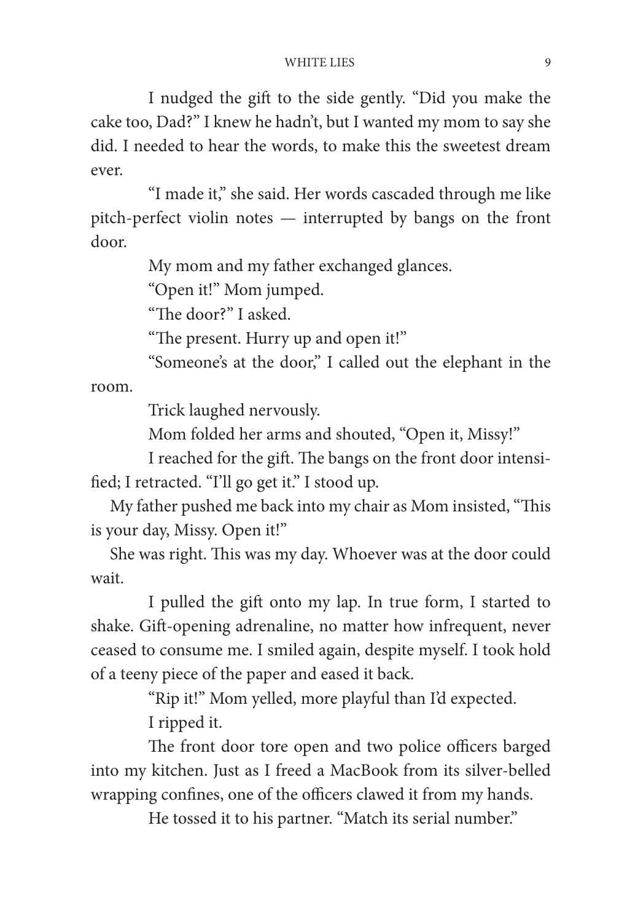I nudged the gift to the side gently. "Did you make the cake too, Dad?" I knew he hadn't, but I wanted my mom to say she did. I needed to hear the words, to make this the sweetest dream ever.

"I made it," she said. Her words cascaded through me like pitch-perfect violin notes — interrupted by bangs on the front door.

My mom and my father exchanged glances.

"Open it!" Mom jumped.

"The door?" I asked.

"The present. Hurry up and open it!"

"Someone's at the door," I called out the elephant in the room.

Trick laughed nervously.

Mom folded her arms and shouted, "Open it, Missy!"

I reached for the gift. The bangs on the front door intensified; I retracted. "I'll go get it." I stood up.

My father pushed me back into my chair as Mom insisted, "This is your day, Missy. Open it!"

She was right. This was my day. Whoever was at the door could wait.

I pulled the gift onto my lap. In true form, I started to shake. Gift-opening adrenaline, no matter how infrequent, never ceased to consume me. I smiled again, despite myself. I took hold of a teeny piece of the paper and eased it back.

"Rip it!" Mom yelled, more playful than I'd expected.

I ripped it.

The front door tore open and two police officers barged into my kitchen. Just as I freed a MacBook from its silver-belled wrapping confines, one of the officers clawed it from my hands.

He tossed it to his partner. "Match its serial number."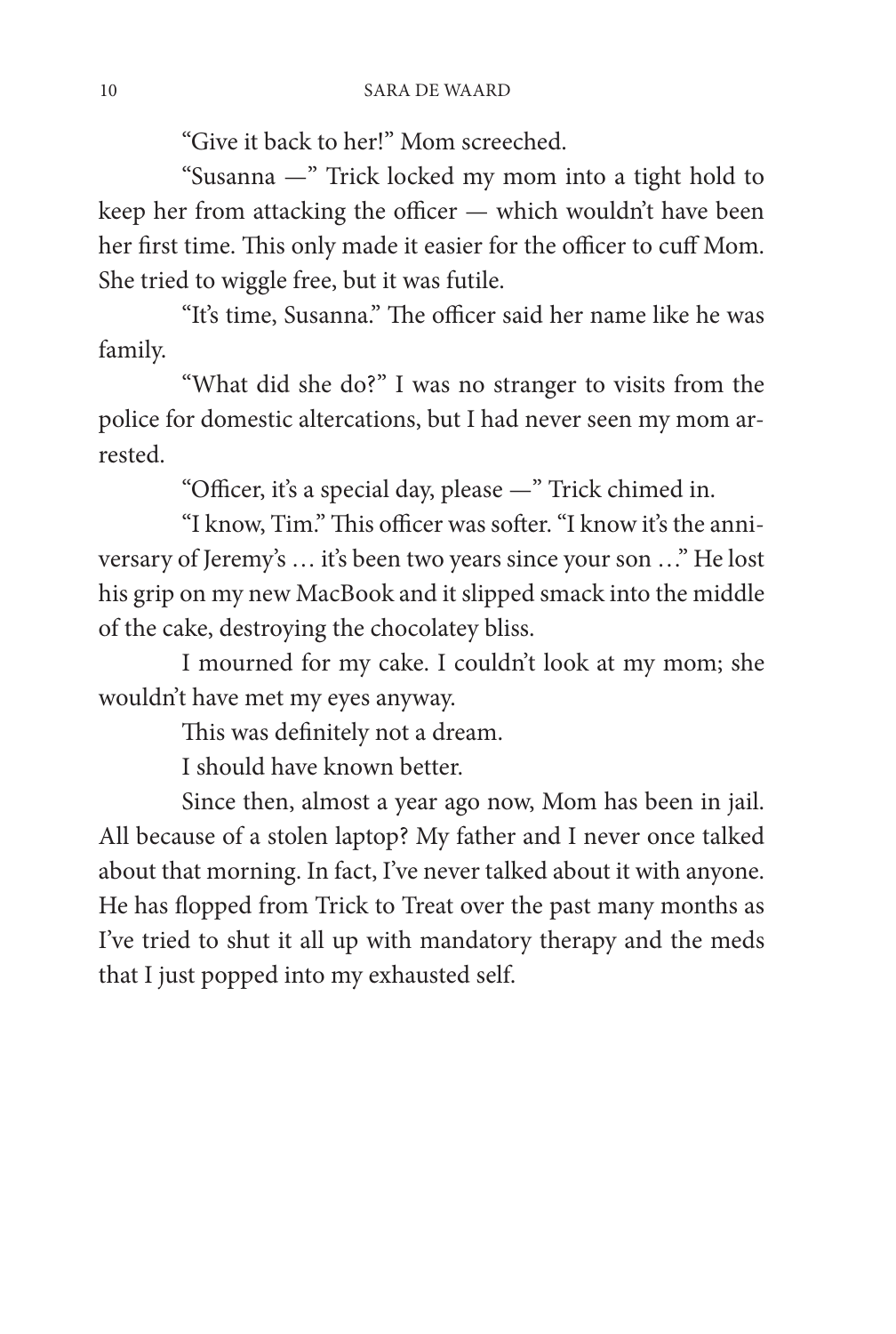"Give it back to her!" Mom screeched.

"Susanna —" Trick locked my mom into a tight hold to keep her from attacking the officer — which wouldn't have been her first time. This only made it easier for the officer to cuff Mom. She tried to wiggle free, but it was futile.

"It's time, Susanna." The officer said her name like he was family.

"What did she do?" I was no stranger to visits from the police for domestic altercations, but I had never seen my mom arrested.

"Officer, it's a special day, please —" Trick chimed in.

"I know, Tim." This officer was softer. "I know it's the anniversary of Jeremy's … it's been two years since your son …" He lost his grip on my new MacBook and it slipped smack into the middle of the cake, destroying the chocolatey bliss.

I mourned for my cake. I couldn't look at my mom; she wouldn't have met my eyes anyway.

This was definitely not a dream.

I should have known better.

Since then, almost a year ago now, Mom has been in jail. All because of a stolen laptop? My father and I never once talked about that morning. In fact, I've never talked about it with anyone. He has flopped from Trick to Treat over the past many months as I've tried to shut it all up with mandatory therapy and the meds that I just popped into my exhausted self.